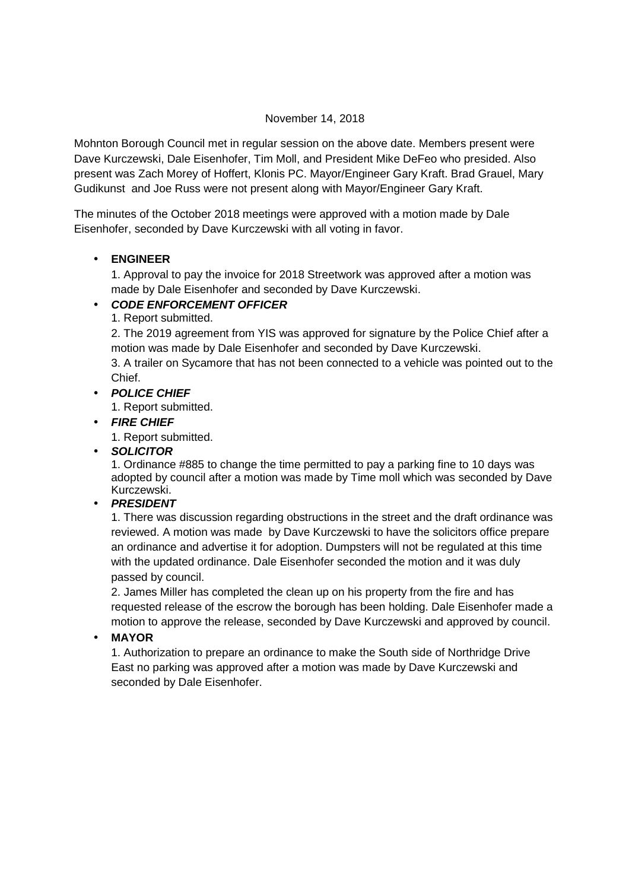November 14, 2018

Mohnton Borough Council met in regular session on the above date. Members present were Dave Kurczewski, Dale Eisenhofer, Tim Moll, and President Mike DeFeo who presided. Also present was Zach Morey of Hoffert, Klonis PC. Mayor/Engineer Gary Kraft. Brad Grauel, Mary Gudikunst and Joe Russ were not present along with Mayor/Engineer Gary Kraft.

The minutes of the October 2018 meetings were approved with a motion made by Dale Eisenhofer, seconded by Dave Kurczewski with all voting in favor.

- **ENGINEER**
  1. Approval to pay the invoice for 2018 Streetwork was approved after a motion was made by Dale Eisenhofer and seconded by Dave Kurczewski.
- ***CODE ENFORCEMENT OFFICER***
  1. Report submitted.
  2. The 2019 agreement from YIS was approved for signature by the Police Chief after a motion was made by Dale Eisenhofer and seconded by Dave Kurczewski.
  3. A trailer on Sycamore that has not been connected to a vehicle was pointed out to the Chief.
- ***POLICE CHIEF***
  1. Report submitted.
- ***FIRE CHIEF***
  1. Report submitted.
- ***SOLICITOR***
  1. Ordinance #885 to change the time permitted to pay a parking fine to 10 days was adopted by council after a motion was made by Time moll which was seconded by Dave Kurczewski.
- ***PRESIDENT***
  1. There was discussion regarding obstructions in the street and the draft ordinance was reviewed. A motion was made by Dave Kurczewski to have the solicitors office prepare an ordinance and advertise it for adoption. Dumpsters will not be regulated at this time with the updated ordinance. Dale Eisenhofer seconded the motion and it was duly passed by council.
  2. James Miller has completed the clean up on his property from the fire and has requested release of the escrow the borough has been holding. Dale Eisenhofer made a motion to approve the release, seconded by Dave Kurczewski and approved by council.
- **MAYOR**
  1. Authorization to prepare an ordinance to make the South side of Northridge Drive East no parking was approved after a motion was made by Dave Kurczewski and seconded by Dale Eisenhofer.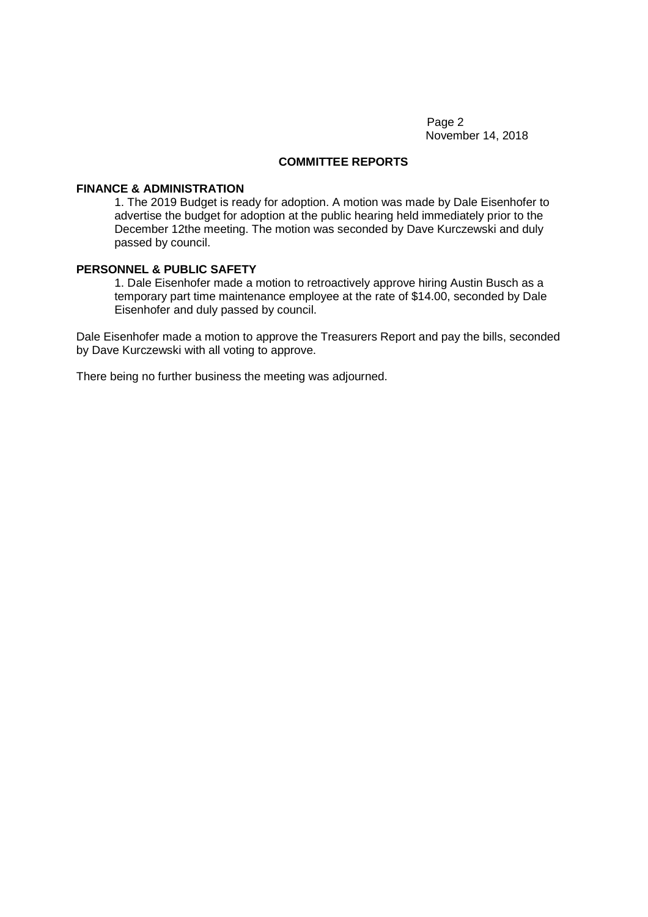November 14, 2018

## COMMITTEE REPORTS

### FINANCE & ADMINISTRATION

1. The 2019 Budget is ready for adoption. A motion was made by Dale Eisenhofer to advertise the budget for adoption at the public hearing held immediately prior to the December 12the meeting. The motion was seconded by Dave Kurczewski and duly passed by council.

### PERSONNEL & PUBLIC SAFETY

1. Dale Eisenhofer made a motion to retroactively approve hiring Austin Busch as a temporary part time maintenance employee at the rate of $14.00, seconded by Dale Eisenhofer and duly passed by council.

Dale Eisenhofer made a motion to approve the Treasurers Report and pay the bills, seconded by Dave Kurczewski with all voting to approve.

There being no further business the meeting was adjourned.